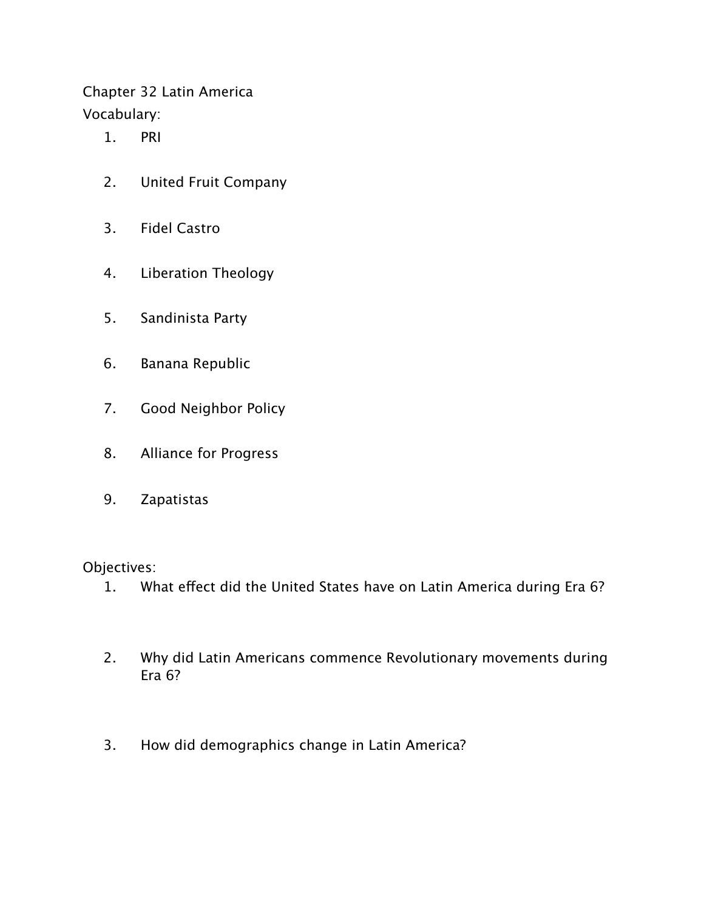Chapter 32 Latin America

Vocabulary:

1. PRI
2. United Fruit Company
3. Fidel Castro
4. Liberation Theology
5. Sandinista Party
6. Banana Republic
7. Good Neighbor Policy
8. Alliance for Progress
9. Zapatistas

Objectives:

1. What effect did the United States have on Latin America during Era 6?
2. Why did Latin Americans commence Revolutionary movements during Era 6?
3. How did demographics change in Latin America?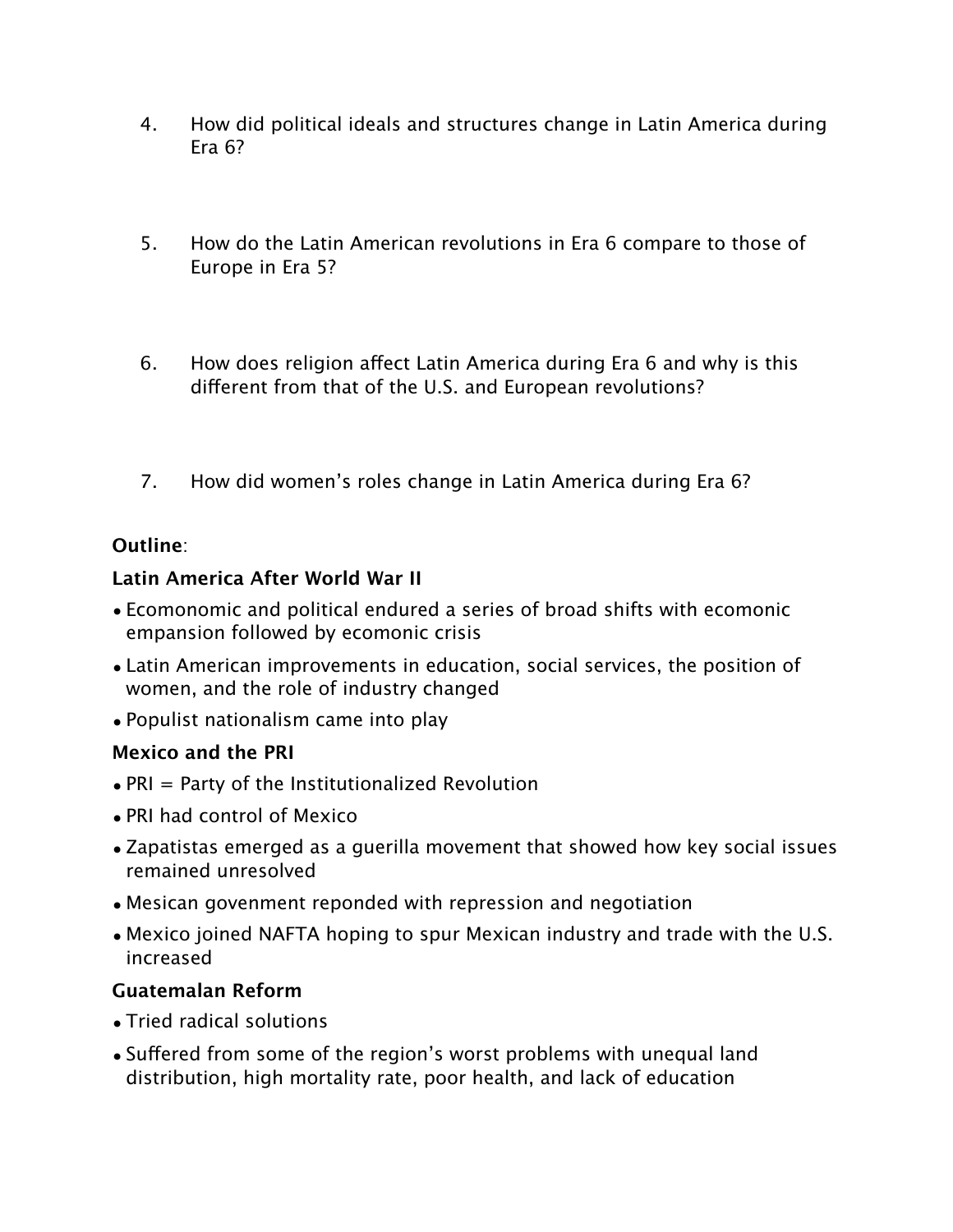4. How did political ideals and structures change in Latin America during Era 6?

5. How do the Latin American revolutions in Era 6 compare to those of Europe in Era 5?

6. How does religion affect Latin America during Era 6 and why is this different from that of the U.S. and European revolutions?

7. How did women's roles change in Latin America during Era 6?

**Outline**:

**Latin America After World War II**

- Ecomonomic and political endured a series of broad shifts with ecomonic empansion followed by ecomonic crisis
- Latin American improvements in education, social services, the position of women, and the role of industry changed
- Populist nationalism came into play

**Mexico and the PRI**

- PRI = Party of the Institutionalized Revolution
- PRI had control of Mexico
- Zapatistas emerged as a guerilla movement that showed how key social issues remained unresolved
- Mesican govenment reponded with repression and negotiation
- Mexico joined NAFTA hoping to spur Mexican industry and trade with the U.S. increased

**Guatemalan Reform**

- Tried radical solutions
- Suffered from some of the region's worst problems with unequal land distribution, high mortality rate, poor health, and lack of education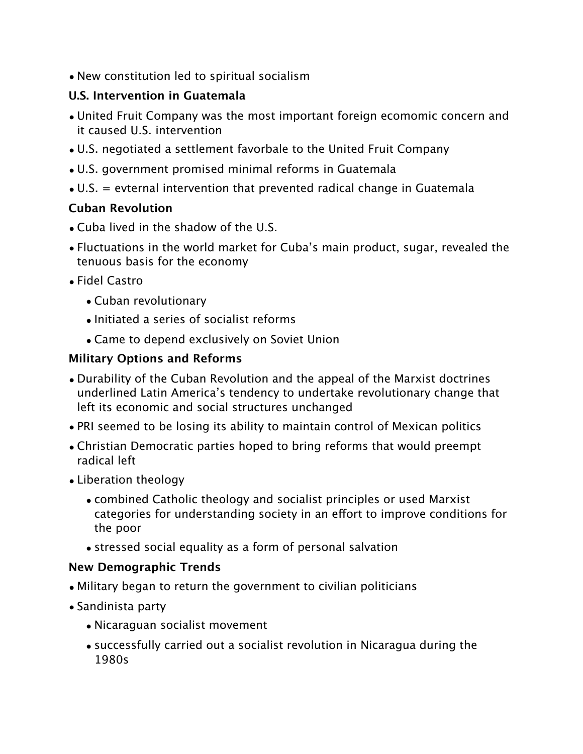- New constitution led to spiritual socialism

### U.S. Intervention in Guatemala

- United Fruit Company was the most important foreign ecomomic concern and it caused U.S. intervention
- U.S. negotiated a settlement favorbale to the United Fruit Company
- U.S. government promised minimal reforms in Guatemala
- U.S. = evternal intervention that prevented radical change in Guatemala

### Cuban Revolution

- Cuba lived in the shadow of the U.S.
- Fluctuations in the world market for Cuba's main product, sugar, revealed the tenuous basis for the economy
- Fidel Castro
  - Cuban revolutionary
  - Initiated a series of socialist reforms
  - Came to depend exclusively on Soviet Union

### Military Options and Reforms

- Durability of the Cuban Revolution and the appeal of the Marxist doctrines underlined Latin America's tendency to undertake revolutionary change that left its economic and social structures unchanged
- PRI seemed to be losing its ability to maintain control of Mexican politics
- Christian Democratic parties hoped to bring reforms that would preempt radical left
- Liberation theology
  - combined Catholic theology and socialist principles or used Marxist categories for understanding society in an effort to improve conditions for the poor
  - stressed social equality as a form of personal salvation

### New Demographic Trends

- Military began to return the government to civilian politicians
- Sandinista party
  - Nicaraguan socialist movement
  - successfully carried out a socialist revolution in Nicaragua during the 1980s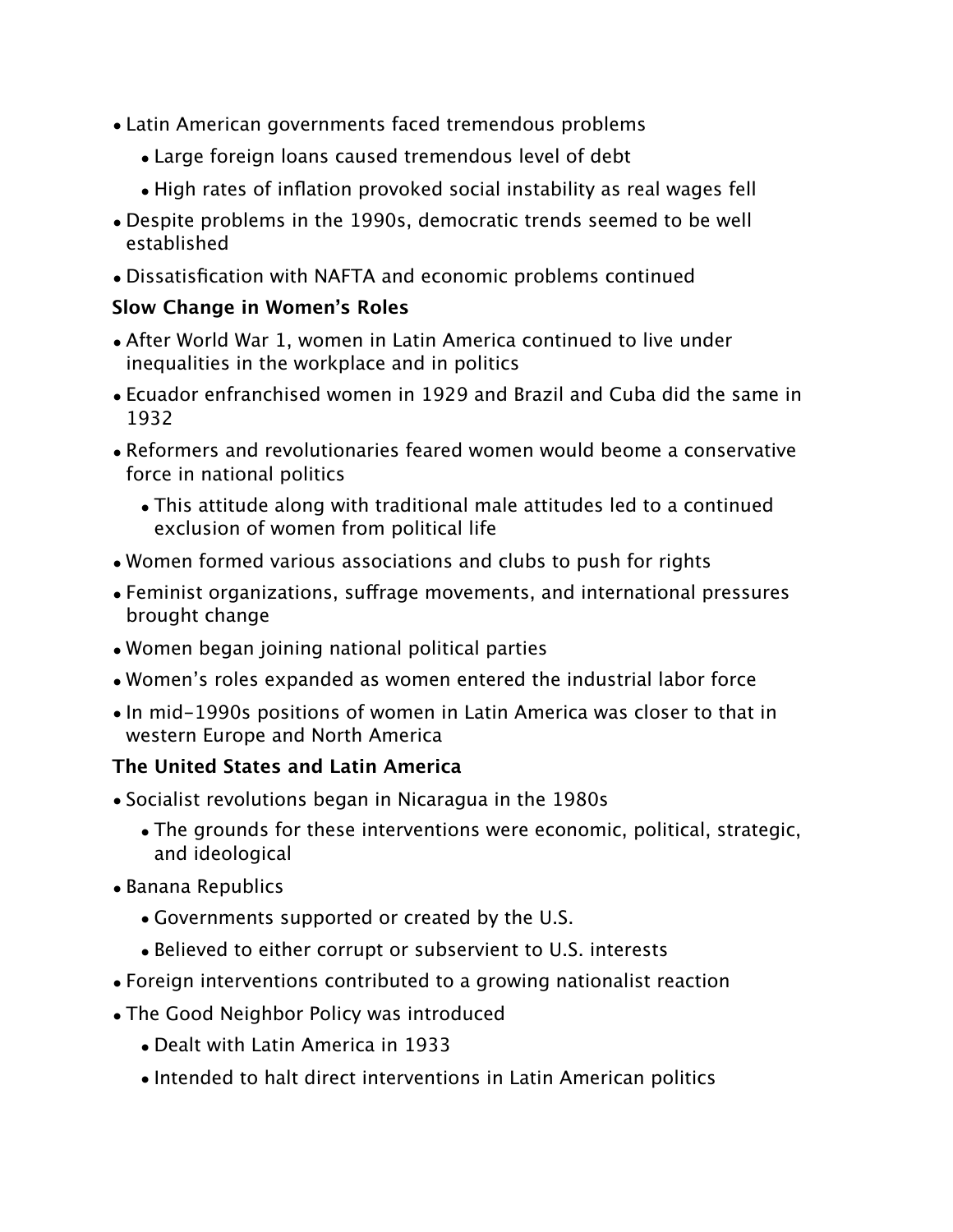- Latin American governments faced tremendous problems
    - Large foreign loans caused tremendous level of debt
    - High rates of inflation provoked social instability as real wages fell
- Despite problems in the 1990s, democratic trends seemed to be well established
- Dissatisfication with NAFTA and economic problems continued

**Slow Change in Women's Roles**

- After World War 1, women in Latin America continued to live under inequalities in the workplace and in politics
- Ecuador enfranchised women in 1929 and Brazil and Cuba did the same in 1932
- Reformers and revolutionaries feared women would beome a conservative force in national politics
    - This attitude along with traditional male attitudes led to a continued exclusion of women from political life
- Women formed various associations and clubs to push for rights
- Feminist organizations, suffrage movements, and international pressures brought change
- Women began joining national political parties
- Women's roles expanded as women entered the industrial labor force
- In mid-1990s positions of women in Latin America was closer to that in western Europe and North America

**The United States and Latin America**

- Socialist revolutions began in Nicaragua in the 1980s
    - The grounds for these interventions were economic, political, strategic, and ideological
- Banana Republics
    - Governments supported or created by the U.S.
    - Believed to either corrupt or subservient to U.S. interests
- Foreign interventions contributed to a growing nationalist reaction
- The Good Neighbor Policy was introduced
    - Dealt with Latin America in 1933
    - Intended to halt direct interventions in Latin American politics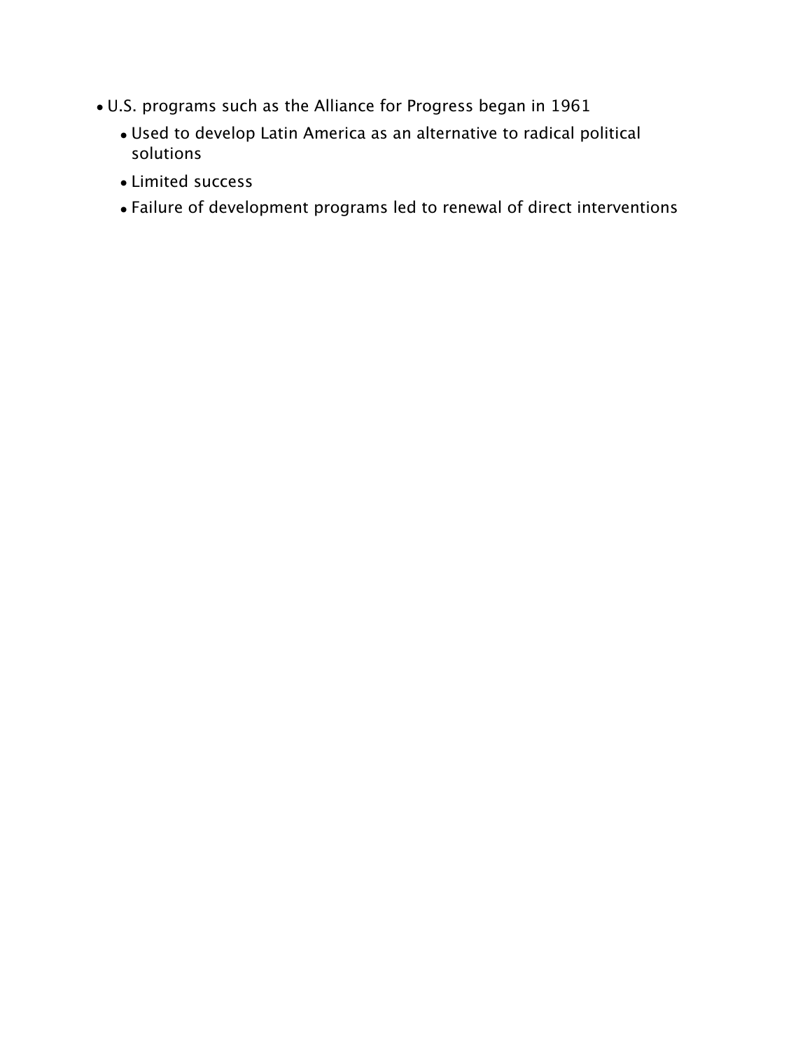- U.S. programs such as the Alliance for Progress began in 1961
  - Used to develop Latin America as an alternative to radical political solutions
  - Limited success
  - Failure of development programs led to renewal of direct interventions